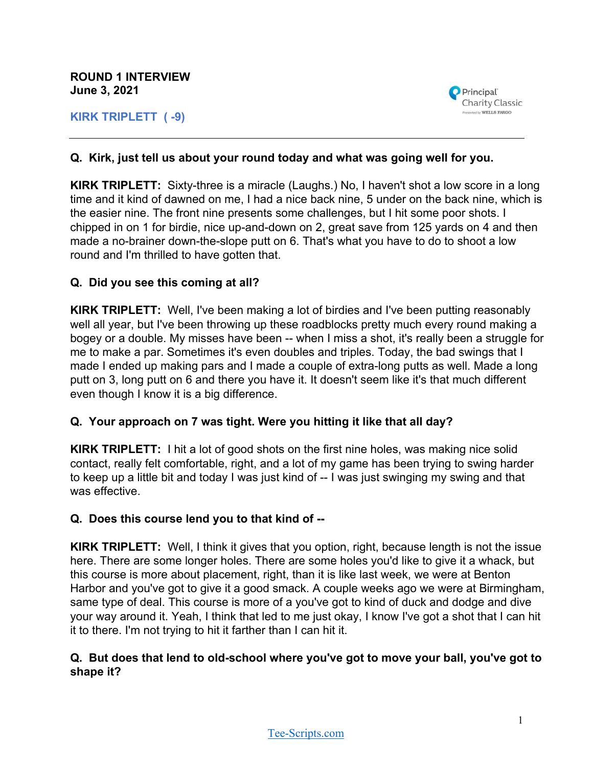**ROUND 1 INTERVIEW**
**June 3, 2021**

Principal Charity Classic
Presented by WELLS FARGO

## KIRK TRIPLETT ( -9)

---

**Q. Kirk, just tell us about your round today and what was going well for you.**

**KIRK TRIPLETT:** Sixty-three is a miracle (Laughs.) No, I haven't shot a low score in a long time and it kind of dawned on me, I had a nice back nine, 5 under on the back nine, which is the easier nine. The front nine presents some challenges, but I hit some poor shots. I chipped in on 1 for birdie, nice up-and-down on 2, great save from 125 yards on 4 and then made a no-brainer down-the-slope putt on 6. That's what you have to do to shoot a low round and I'm thrilled to have gotten that.

**Q. Did you see this coming at all?**

**KIRK TRIPLETT:** Well, I've been making a lot of birdies and I've been putting reasonably well all year, but I've been throwing up these roadblocks pretty much every round making a bogey or a double. My misses have been -- when I miss a shot, it's really been a struggle for me to make a par. Sometimes it's even doubles and triples. Today, the bad swings that I made I ended up making pars and I made a couple of extra-long putts as well. Made a long putt on 3, long putt on 6 and there you have it. It doesn't seem like it's that much different even though I know it is a big difference.

**Q. Your approach on 7 was tight. Were you hitting it like that all day?**

**KIRK TRIPLETT:** I hit a lot of good shots on the first nine holes, was making nice solid contact, really felt comfortable, right, and a lot of my game has been trying to swing harder to keep up a little bit and today I was just kind of -- I was just swinging my swing and that was effective.

**Q. Does this course lend you to that kind of --**

**KIRK TRIPLETT:** Well, I think it gives that you option, right, because length is not the issue here. There are some longer holes. There are some holes you'd like to give it a whack, but this course is more about placement, right, than it is like last week, we were at Benton Harbor and you've got to give it a good smack. A couple weeks ago we were at Birmingham, same type of deal. This course is more of a you've got to kind of duck and dodge and dive your way around it. Yeah, I think that led to me just okay, I know I've got a shot that I can hit it to there. I'm not trying to hit it farther than I can hit it.

**Q. But does that lend to old-school where you've got to move your ball, you've got to shape it?**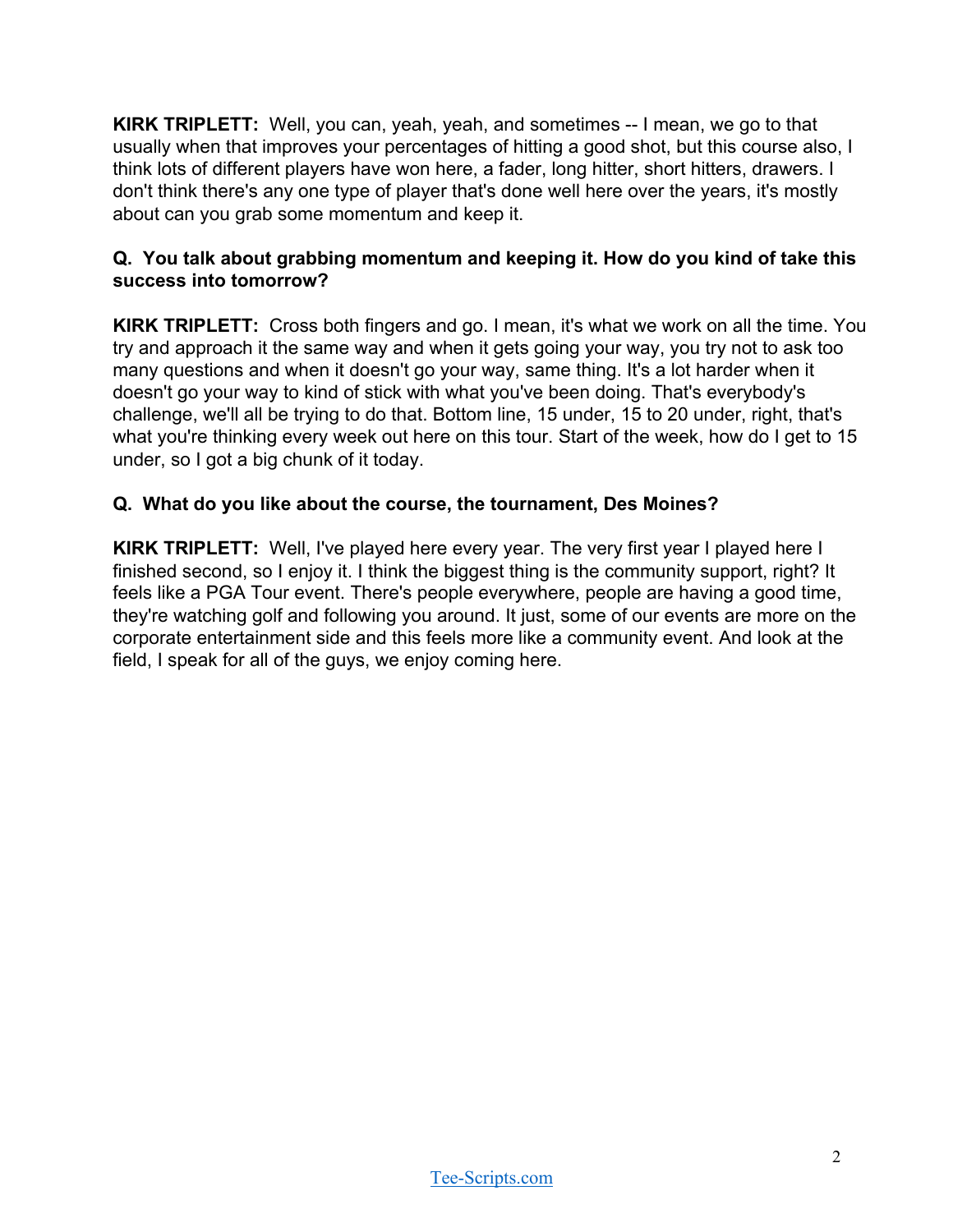**KIRK TRIPLETT:** Well, you can, yeah, yeah, and sometimes -- I mean, we go to that usually when that improves your percentages of hitting a good shot, but this course also, I think lots of different players have won here, a fader, long hitter, short hitters, drawers. I don't think there's any one type of player that's done well here over the years, it's mostly about can you grab some momentum and keep it.

**Q. You talk about grabbing momentum and keeping it. How do you kind of take this success into tomorrow?**

**KIRK TRIPLETT:** Cross both fingers and go. I mean, it's what we work on all the time. You try and approach it the same way and when it gets going your way, you try not to ask too many questions and when it doesn't go your way, same thing. It's a lot harder when it doesn't go your way to kind of stick with what you've been doing. That's everybody's challenge, we'll all be trying to do that. Bottom line, 15 under, 15 to 20 under, right, that's what you're thinking every week out here on this tour. Start of the week, how do I get to 15 under, so I got a big chunk of it today.

**Q. What do you like about the course, the tournament, Des Moines?**

**KIRK TRIPLETT:** Well, I've played here every year. The very first year I played here I finished second, so I enjoy it. I think the biggest thing is the community support, right? It feels like a PGA Tour event. There's people everywhere, people are having a good time, they're watching golf and following you around. It just, some of our events are more on the corporate entertainment side and this feels more like a community event. And look at the field, I speak for all of the guys, we enjoy coming here.